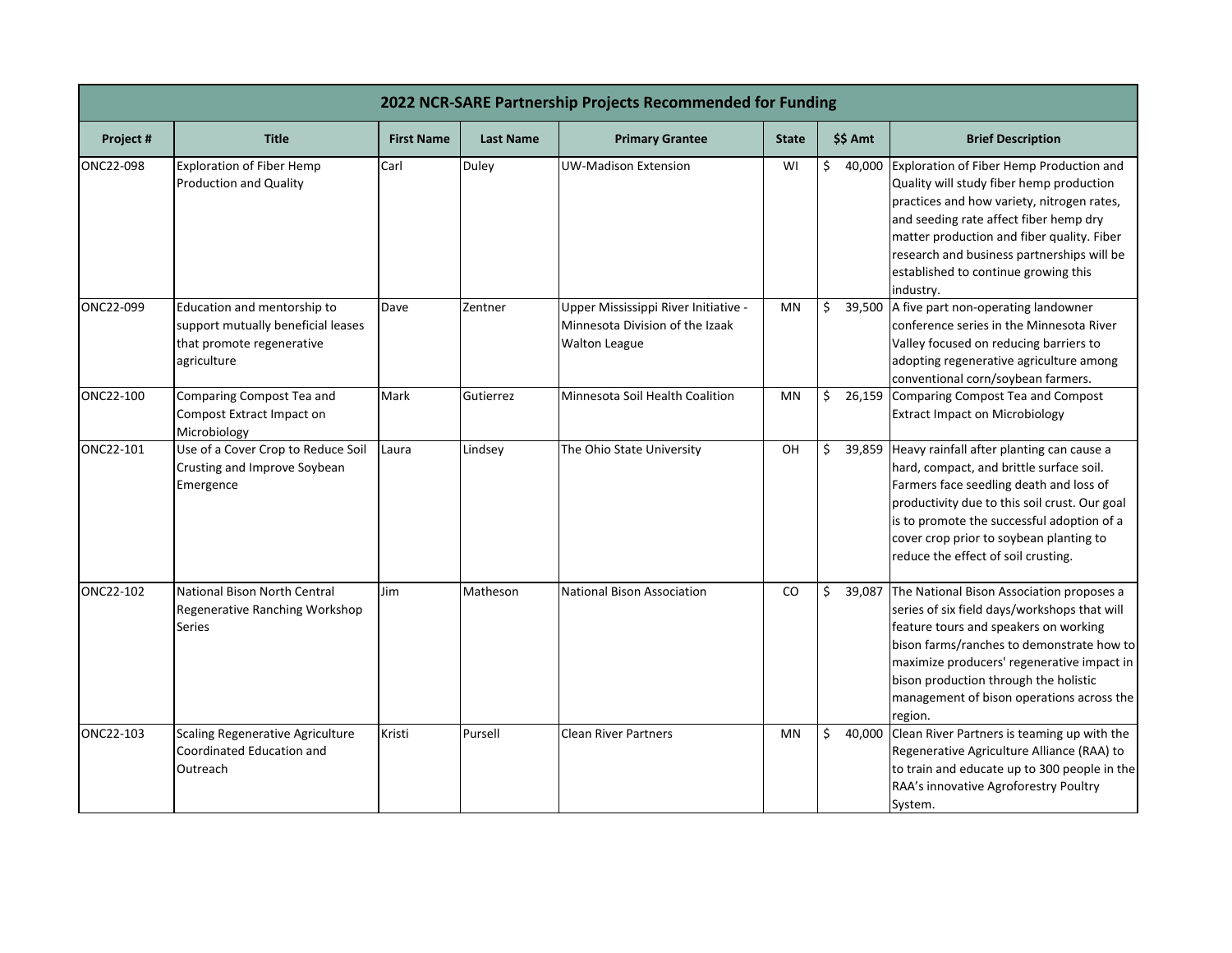## 2022 NCR-SARE Partnership Projects Recommended for Funding

| Project # | Title | First Name | Last Name | Primary Grantee | State | $$ Amt | Brief Description |
|---|---|---|---|---|---|---|---|
| ONC22-098 | Exploration of Fiber Hemp Production and Quality | Carl | Duley | UW-Madison Extension | WI | $ 40,000 | Exploration of Fiber Hemp Production and Quality will study fiber hemp production practices and how variety, nitrogen rates, and seeding rate affect fiber hemp dry matter production and fiber quality. Fiber research and business partnerships will be established to continue growing this industry. |
| ONC22-099 | Education and mentorship to support mutually beneficial leases that promote regenerative agriculture | Dave | Zentner | Upper Mississippi River Initiative - Minnesota Division of the Izaak Walton League | MN | $ 39,500 | A five part non-operating landowner conference series in the Minnesota River Valley focused on reducing barriers to adopting regenerative agriculture among conventional corn/soybean farmers. |
| ONC22-100 | Comparing Compost Tea and Compost Extract Impact on Microbiology | Mark | Gutierrez | Minnesota Soil Health Coalition | MN | $ 26,159 | Comparing Compost Tea and Compost Extract Impact on Microbiology |
| ONC22-101 | Use of a Cover Crop to Reduce Soil Crusting and Improve Soybean Emergence | Laura | Lindsey | The Ohio State University | OH | $ 39,859 | Heavy rainfall after planting can cause a hard, compact, and brittle surface soil. Farmers face seedling death and loss of productivity due to this soil crust. Our goal is to promote the successful adoption of a cover crop prior to soybean planting to reduce the effect of soil crusting. |
| ONC22-102 | National Bison North Central Regenerative Ranching Workshop Series | Jim | Matheson | National Bison Association | CO | $ 39,087 | The National Bison Association proposes a series of six field days/workshops that will feature tours and speakers on working bison farms/ranches to demonstrate how to maximize producers' regenerative impact in bison production through the holistic management of bison operations across the region. |
| ONC22-103 | Scaling Regenerative Agriculture Coordinated Education and Outreach | Kristi | Pursell | Clean River Partners | MN | $ 40,000 | Clean River Partners is teaming up with the Regenerative Agriculture Alliance (RAA) to to train and educate up to 300 people in the RAA's innovative Agroforestry Poultry System. |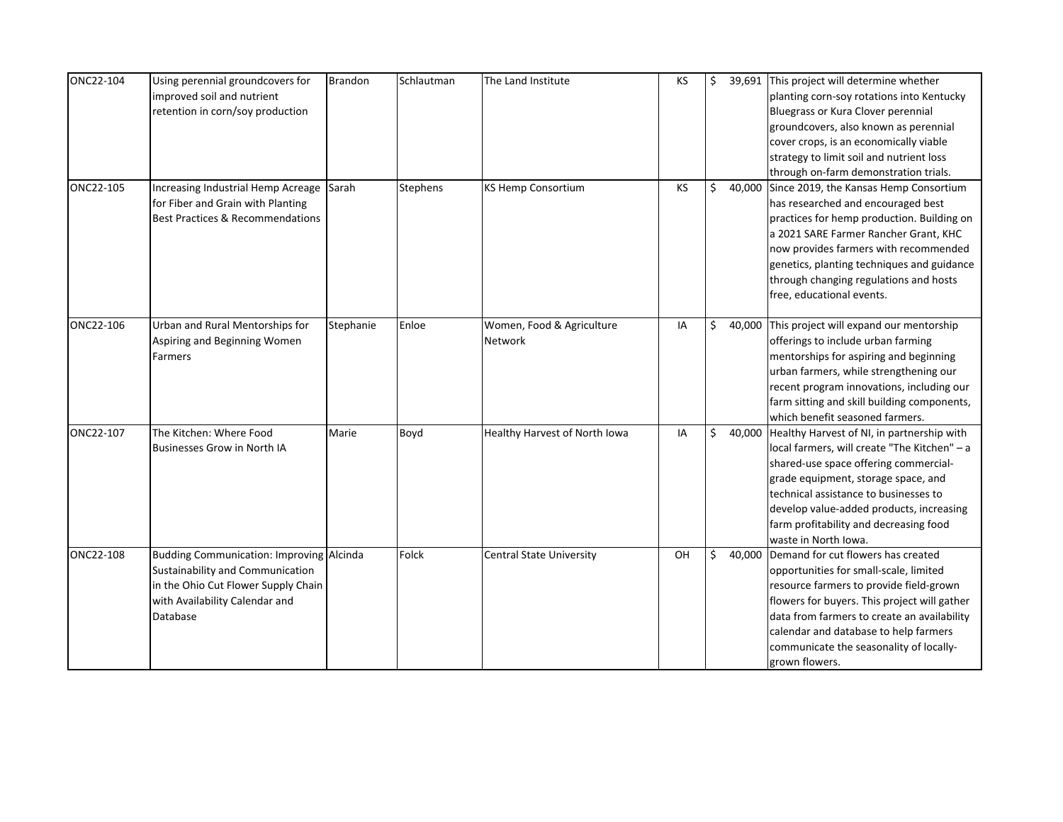| ONC22-104 | Using perennial groundcovers for improved soil and nutrient retention in corn/soy production | Brandon | Schlautman | The Land Institute | KS | $ 39,691 | This project will determine whether planting corn-soy rotations into Kentucky Bluegrass or Kura Clover perennial groundcovers, also known as perennial cover crops, is an economically viable strategy to limit soil and nutrient loss through on-farm demonstration trials. |
|---|---|---|---|---|---|---|---|
| ONC22-105 | Increasing Industrial Hemp Acreage for Fiber and Grain with Planting Best Practices & Recommendations | Sarah | Stephens | KS Hemp Consortium | KS | $ 40,000 | Since 2019, the Kansas Hemp Consortium has researched and encouraged best practices for hemp production. Building on a 2021 SARE Farmer Rancher Grant, KHC now provides farmers with recommended genetics, planting techniques and guidance through changing regulations and hosts free, educational events. |
| ONC22-106 | Urban and Rural Mentorships for Aspiring and Beginning Women Farmers | Stephanie | Enloe | Women, Food & Agriculture Network | IA | $ 40,000 | This project will expand our mentorship offerings to include urban farming mentorships for aspiring and beginning urban farmers, while strengthening our recent program innovations, including our farm sitting and skill building components, which benefit seasoned farmers. |
| ONC22-107 | The Kitchen: Where Food Businesses Grow in North IA | Marie | Boyd | Healthy Harvest of North Iowa | IA | $ 40,000 | Healthy Harvest of NI, in partnership with local farmers, will create "The Kitchen" – a shared-use space offering commercial-grade equipment, storage space, and technical assistance to businesses to develop value-added products, increasing farm profitability and decreasing food waste in North Iowa. |
| ONC22-108 | Budding Communication: Improving Sustainability and Communication in the Ohio Cut Flower Supply Chain with Availability Calendar and Database | Alcinda | Folck | Central State University | OH | $ 40,000 | Demand for cut flowers has created opportunities for small-scale, limited resource farmers to provide field-grown flowers for buyers. This project will gather data from farmers to create an availability calendar and database to help farmers communicate the seasonality of locally-grown flowers. |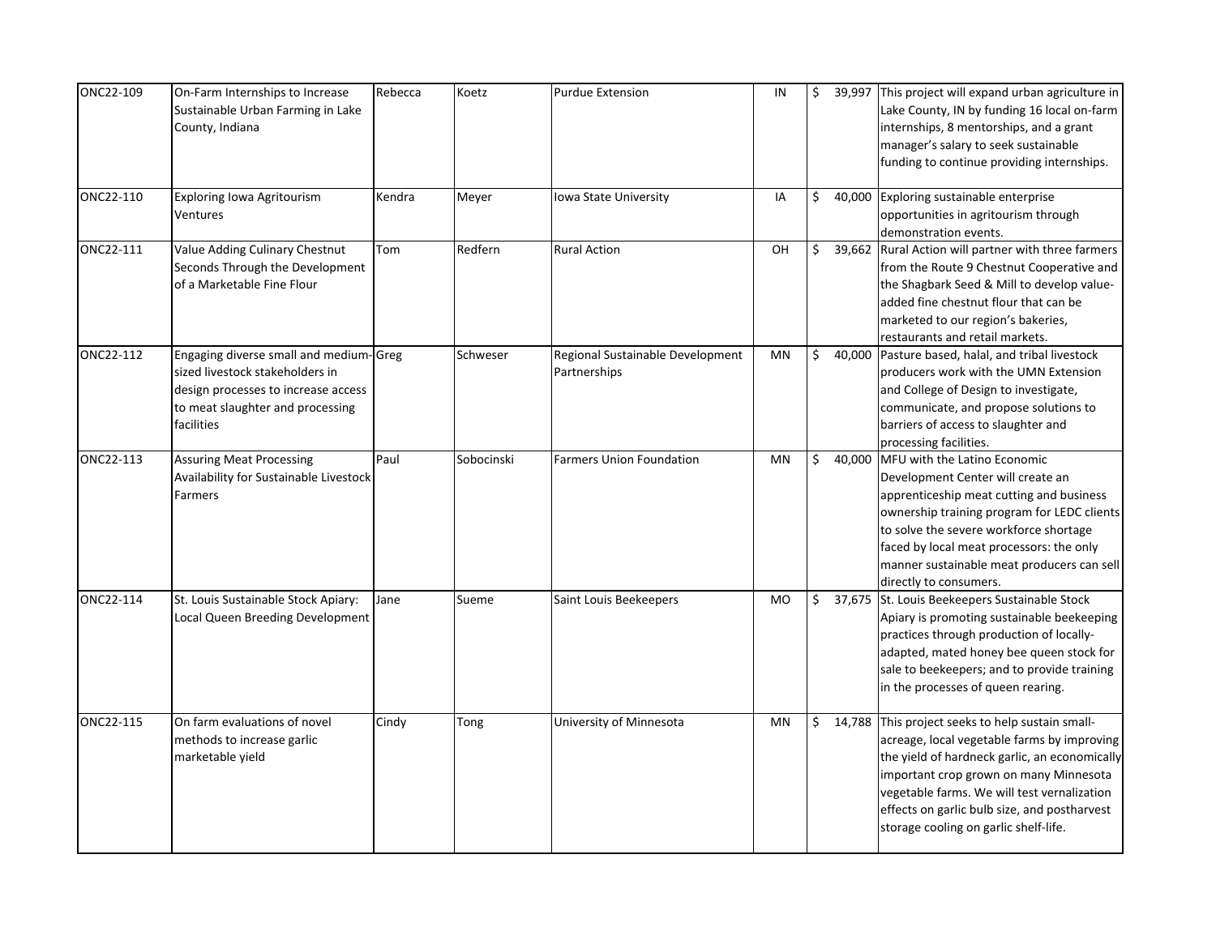| | | | | | | | |
|---|---|---|---|---|---|---|---|
| ONC22-109 | On-Farm Internships to Increase Sustainable Urban Farming in Lake County, Indiana | Rebecca | Koetz | Purdue Extension | IN | $ 39,997 | This project will expand urban agriculture in Lake County, IN by funding 16 local on-farm internships, 8 mentorships, and a grant manager's salary to seek sustainable funding to continue providing internships. |
| ONC22-110 | Exploring Iowa Agritourism Ventures | Kendra | Meyer | Iowa State University | IA | $ 40,000 | Exploring sustainable enterprise opportunities in agritourism through demonstration events. |
| ONC22-111 | Value Adding Culinary Chestnut Seconds Through the Development of a Marketable Fine Flour | Tom | Redfern | Rural Action | OH | $ 39,662 | Rural Action will partner with three farmers from the Route 9 Chestnut Cooperative and the Shagbark Seed & Mill to develop value-added fine chestnut flour that can be marketed to our region's bakeries, restaurants and retail markets. |
| ONC22-112 | Engaging diverse small and medium-sized livestock stakeholders in design processes to increase access to meat slaughter and processing facilities | Greg | Schweser | Regional Sustainable Development Partnerships | MN | $ 40,000 | Pasture based, halal, and tribal livestock producers work with the UMN Extension and College of Design to investigate, communicate, and propose solutions to barriers of access to slaughter and processing facilities. |
| ONC22-113 | Assuring Meat Processing Availability for Sustainable Livestock Farmers | Paul | Sobocinski | Farmers Union Foundation | MN | $ 40,000 | MFU with the Latino Economic Development Center will create an apprenticeship meat cutting and business ownership training program for LEDC clients to solve the severe workforce shortage faced by local meat processors: the only manner sustainable meat producers can sell directly to consumers. |
| ONC22-114 | St. Louis Sustainable Stock Apiary: Local Queen Breeding Development | Jane | Sueme | Saint Louis Beekeepers | MO | $ 37,675 | St. Louis Beekeepers Sustainable Stock Apiary is promoting sustainable beekeeping practices through production of locally-adapted, mated honey bee queen stock for sale to beekeepers; and to provide training in the processes of queen rearing. |
| ONC22-115 | On farm evaluations of novel methods to increase garlic marketable yield | Cindy | Tong | University of Minnesota | MN | $ 14,788 | This project seeks to help sustain small-acreage, local vegetable farms by improving the yield of hardneck garlic, an economically important crop grown on many Minnesota vegetable farms. We will test vernalization effects on garlic bulb size, and postharvest storage cooling on garlic shelf-life. |